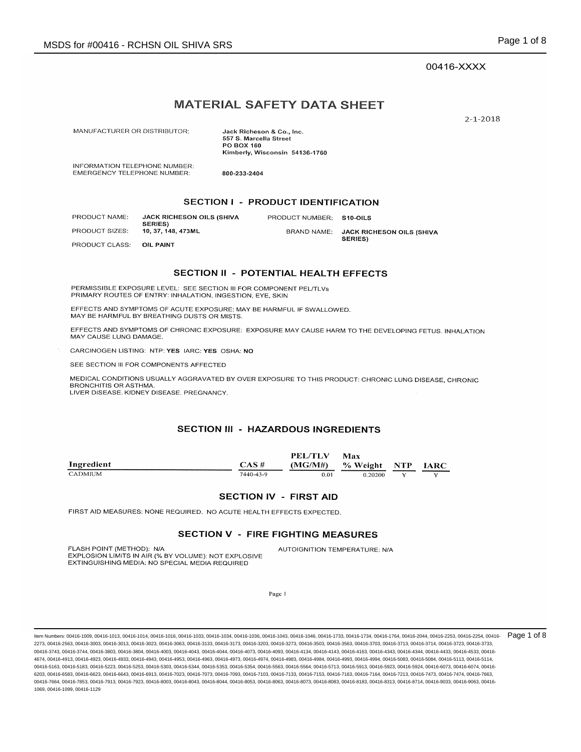00416-XXXX

# MATERIAL SAFETY DATA SHEET

2-1-2018

MANUFACTURER OR DISTRIBUTOR: **Jack Richeson & Co., Inc.**
**557 S. Marcella Street**
**PO BOX 160**
**Kimberly, Wisconsin 54136-1760**

INFORMATION TELEPHONE NUMBER:
EMERGENCY TELEPHONE NUMBER: **800-233-2404**

## SECTION I - PRODUCT IDENTIFICATION

| | | | |
|---|---|---|---|
| PRODUCT NAME: | **JACK RICHESON OILS (SHIVA SERIES)** | PRODUCT NUMBER: | **S10-OILS** |
| PRODUCT SIZES: | **10, 37, 148, 473ML** | BRAND NAME: | **JACK RICHESON OILS (SHIVA SERIES)** |
| PRODUCT CLASS: | **OIL PAINT** | | |

## SECTION II - POTENTIAL HEALTH EFFECTS

PERMISSIBLE EXPOSURE LEVEL: SEE SECTION III FOR COMPONENT PEL/TLVs
PRIMARY ROUTES OF ENTRY: INHALATION, INGESTION, EYE, SKIN

EFFECTS AND SYMPTOMS OF ACUTE EXPOSURE: MAY BE HARMFUL IF SWALLOWED.
MAY BE HARMFUL BY BREATHING DUSTS OR MISTS.

EFFECTS AND SYMPTOMS OF CHRONIC EXPOSURE: EXPOSURE MAY CAUSE HARM TO THE DEVELOPING FETUS. INHALATION MAY CAUSE LUNG DAMAGE.

CARCINOGEN LISTING: NTP: **YES** IARC: **YES** OSHA: **NO**

SEE SECTION III FOR COMPONENTS AFFECTED

MEDICAL CONDITIONS USUALLY AGGRAVATED BY OVER EXPOSURE TO THIS PRODUCT: CHRONIC LUNG DISEASE, CHRONIC BRONCHITIS OR ASTHMA.
LIVER DISEASE. KIDNEY DISEASE. PREGNANCY.

## SECTION III - HAZARDOUS INGREDIENTS

| Ingredient | CAS # | PEL/TLV (MG/M#) | Max % Weight | NTP | IARC |
|---|---|---|---|---|---|
| CADMIUM | 7440-43-9 | 0.01 | 0.20200 | Y | Y |

## SECTION IV - FIRST AID

FIRST AID MEASURES: NONE REQUIRED. NO ACUTE HEALTH EFFECTS EXPECTED.

## SECTION V - FIRE FIGHTING MEASURES

FLASH POINT (METHOD): N/A
EXPLOSION LIMITS IN AIR (% BY VOLUME): NOT EXPLOSIVE
EXTINGUISHING MEDIA: NO SPECIAL MEDIA REQUIRED

AUTOIGNITION TEMPERATURE: N/A

Item Numbers: 00416-1009, 00416-1013, 00416-1014, 00416-1016, 00416-1033, 00416-1034, 00416-1036, 00416-1043, 00416-1046, 00416-1733, 00416-1734, 00416-1764, 00416-2044, 00416-2253, 00416-2254, 00416-2273, 00416-2563, 00416-3003, 00416-3013, 00416-3023, 00416-3063, 00416-3133, 00416-3173, 00416-3203, 00416-3273, 00416-3503, 00416-3563, 00416-3703, 00416-3713, 00416-3714, 00416-3723, 00416-3733, 00416-3743, 00416-3744, 00416-3803, 00416-3804, 00416-4003, 00416-4043, 00416-4044, 00416-4073, 00416-4093, 00416-4134, 00416-4143, 00416-4163, 00416-4343, 00416-4344, 00416-4433, 00416-4533, 00416-4674, 00416-4913, 00416-4923, 00416-4933, 00416-4943, 00416-4953, 00416-4963, 00416-4973, 00416-4974, 00416-4983, 00416-4984, 00416-4993, 00416-4994, 00416-5083, 00416-5084, 00416-5113, 00416-5114, 00416-5163, 00416-5183, 00416-5223, 00416-5253, 00416-5303, 00416-5344, 00416-5353, 00416-5354, 00416-5563, 00416-5564, 00416-5713, 00416-5913, 00416-5923, 00416-5924, 00416-6073, 00416-6074, 00416-6203, 00416-6583, 00416-6623, 00416-6643, 00416-6913, 00416-7023, 00416-7073, 00416-7093, 00416-7103, 00416-7133, 00416-7153, 00416-7163, 00416-7164, 00416-7213, 00416-7473, 00416-7474, 00416-7663, 00416-7664, 00416-7853, 00416-7913, 00416-7923, 00416-8003, 00416-8043, 00416-8044, 00416-8053, 00416-8063, 00416-8073, 00416-8083, 00416-8183, 00416-8313, 00416-8714, 00416-9033, 00416-9063, 00416-1069, 00416-1099, 00416-1129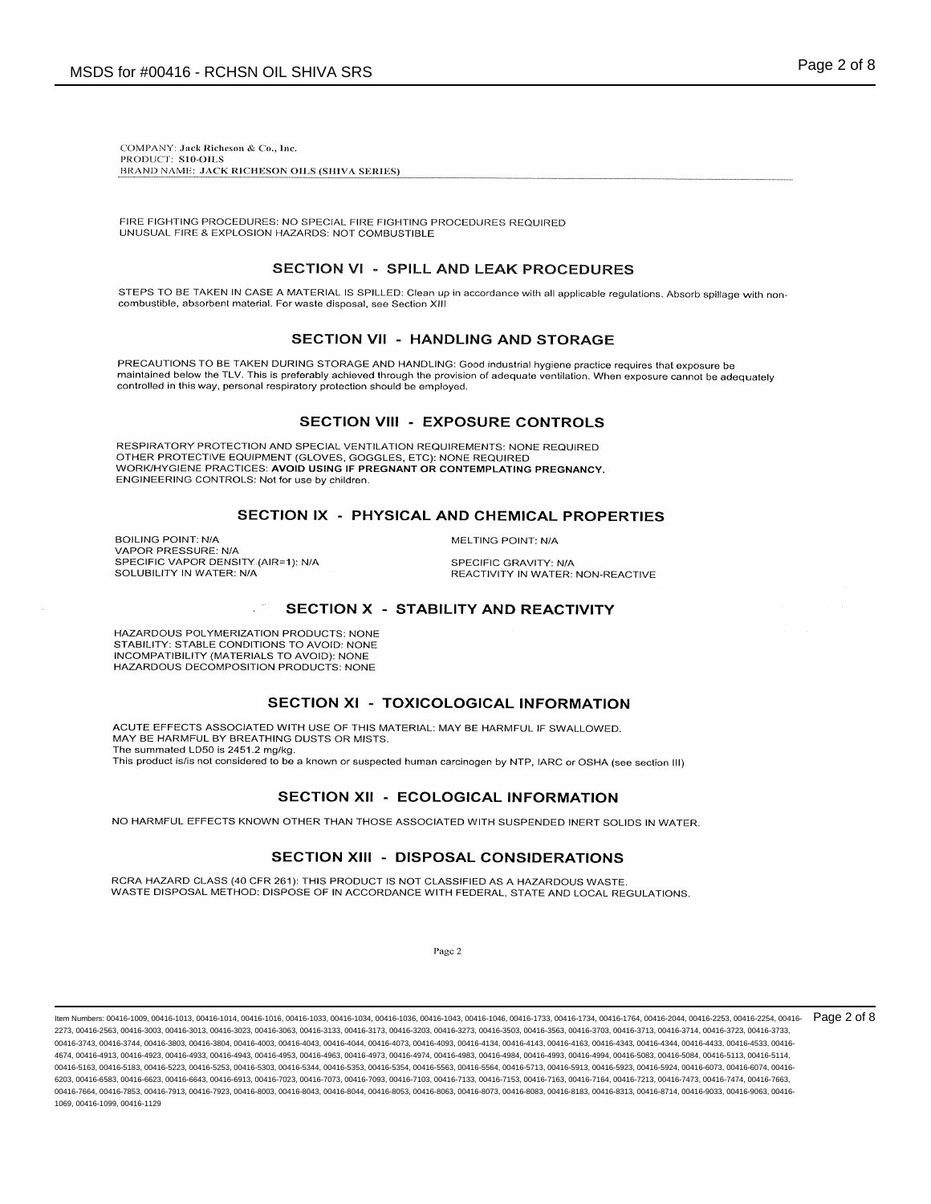COMPANY: Jack Richeson & Co., Inc.
PRODUCT: S10-OILS
BRAND NAME: JACK RICHESON OILS (SHIVA SERIES)

FIRE FIGHTING PROCEDURES: NO SPECIAL FIRE FIGHTING PROCEDURES REQUIRED
UNUSUAL FIRE & EXPLOSION HAZARDS: NOT COMBUSTIBLE

## SECTION VI - SPILL AND LEAK PROCEDURES

STEPS TO BE TAKEN IN CASE A MATERIAL IS SPILLED: Clean up in accordance with all applicable regulations. Absorb spillage with non-combustible, absorbent material. For waste disposal, see Section XIII

## SECTION VII - HANDLING AND STORAGE

PRECAUTIONS TO BE TAKEN DURING STORAGE AND HANDLING: Good industrial hygiene practice requires that exposure be maintained below the TLV. This is preferably achieved through the provision of adequate ventilation. When exposure cannot be adequately controlled in this way, personal respiratory protection should be employed.

## SECTION VIII - EXPOSURE CONTROLS

RESPIRATORY PROTECTION AND SPECIAL VENTILATION REQUIREMENTS: NONE REQUIRED
OTHER PROTECTIVE EQUIPMENT (GLOVES, GOGGLES, ETC): NONE REQUIRED
WORK/HYGIENE PRACTICES: **AVOID USING IF PREGNANT OR CONTEMPLATING PREGNANCY.**
ENGINEERING CONTROLS: Not for use by children.

## SECTION IX - PHYSICAL AND CHEMICAL PROPERTIES

BOILING POINT: N/A
VAPOR PRESSURE: N/A
SPECIFIC VAPOR DENSITY (AIR=1): N/A
SOLUBILITY IN WATER: N/A
MELTING POINT: N/A
SPECIFIC GRAVITY: N/A
REACTIVITY IN WATER: NON-REACTIVE

## SECTION X - STABILITY AND REACTIVITY

HAZARDOUS POLYMERIZATION PRODUCTS: NONE
STABILITY: STABLE CONDITIONS TO AVOID: NONE
INCOMPATIBILITY (MATERIALS TO AVOID): NONE
HAZARDOUS DECOMPOSITION PRODUCTS: NONE

## SECTION XI - TOXICOLOGICAL INFORMATION

ACUTE EFFECTS ASSOCIATED WITH USE OF THIS MATERIAL: MAY BE HARMFUL IF SWALLOWED.
MAY BE HARMFUL BY BREATHING DUSTS OR MISTS.
The summated LD50 is 2451.2 mg/kg.
This product is/is not considered to be a known or suspected human carcinogen by NTP, IARC or OSHA (see section III)

## SECTION XII - ECOLOGICAL INFORMATION

NO HARMFUL EFFECTS KNOWN OTHER THAN THOSE ASSOCIATED WITH SUSPENDED INERT SOLIDS IN WATER.

## SECTION XIII - DISPOSAL CONSIDERATIONS

RCRA HAZARD CLASS (40 CFR 261): THIS PRODUCT IS NOT CLASSIFIED AS A HAZARDOUS WASTE.
WASTE DISPOSAL METHOD: DISPOSE OF IN ACCORDANCE WITH FEDERAL, STATE AND LOCAL REGULATIONS.

Item Numbers: 00416-1009, 00416-1013, 00416-1014, 00416-1016, 00416-1033, 00416-1034, 00416-1036, 00416-1043, 00416-1046, 00416-1733, 00416-1734, 00416-1764, 00416-2044, 00416-2253, 00416-2254, 00416-2273, 00416-2563, 00416-3003, 00416-3013, 00416-3023, 00416-3063, 00416-3133, 00416-3173, 00416-3203, 00416-3273, 00416-3503, 00416-3563, 00416-3703, 00416-3713, 00416-3714, 00416-3723, 00416-3733, 00416-3743, 00416-3744, 00416-3803, 00416-3804, 00416-4003, 00416-4043, 00416-4044, 00416-4073, 00416-4093, 00416-4134, 00416-4143, 00416-4163, 00416-4343, 00416-4344, 00416-4433, 00416-4533, 00416-4674, 00416-4913, 00416-4923, 00416-4933, 00416-4943, 00416-4953, 00416-4963, 00416-4973, 00416-4974, 00416-4983, 00416-4984, 00416-4993, 00416-4994, 00416-5083, 00416-5084, 00416-5113, 00416-5114, 00416-5163, 00416-5183, 00416-5223, 00416-5253, 00416-5303, 00416-5344, 00416-5353, 00416-5354, 00416-5563, 00416-5564, 00416-5713, 00416-5913, 00416-5923, 00416-5924, 00416-6073, 00416-6074, 00416-6203, 00416-6583, 00416-6623, 00416-6643, 00416-6913, 00416-7023, 00416-7073, 00416-7093, 00416-7103, 00416-7133, 00416-7153, 00416-7163, 00416-7164, 00416-7213, 00416-7473, 00416-7474, 00416-7663, 00416-7664, 00416-7853, 00416-7913, 00416-7923, 00416-8003, 00416-8043, 00416-8044, 00416-8053, 00416-8063, 00416-8073, 00416-8083, 00416-8183, 00416-8313, 00416-8714, 00416-9033, 00416-9063, 00416-1069, 00416-1099, 00416-1129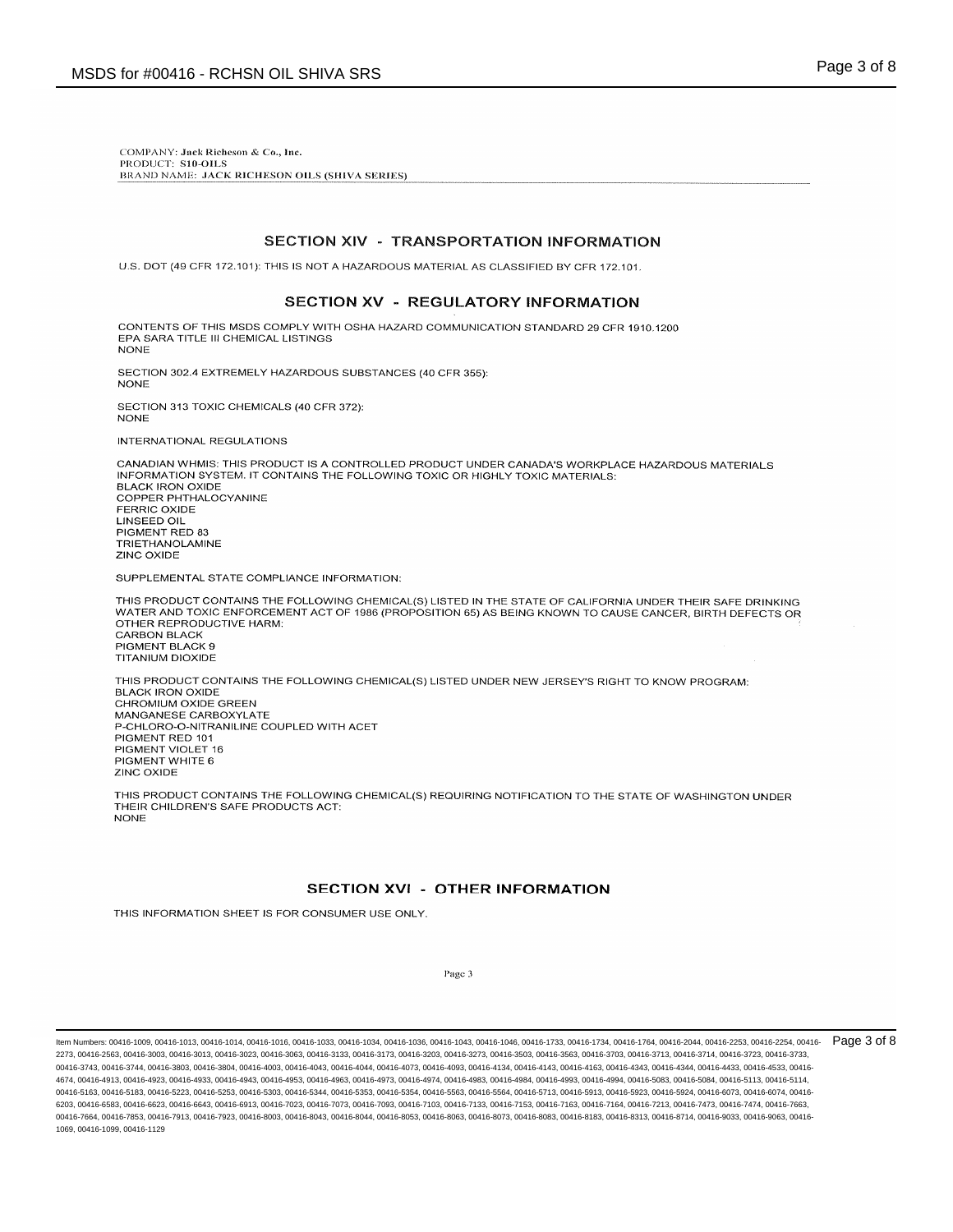COMPANY: **Jack Richeson & Co., Inc.**
PRODUCT: **S10-OILS**
BRAND NAME: **JACK RICHESON OILS (SHIVA SERIES)**

## SECTION XIV - TRANSPORTATION INFORMATION

U.S. DOT (49 CFR 172.101): THIS IS NOT A HAZARDOUS MATERIAL AS CLASSIFIED BY CFR 172.101.

## SECTION XV - REGULATORY INFORMATION

CONTENTS OF THIS MSDS COMPLY WITH OSHA HAZARD COMMUNICATION STANDARD 29 CFR 1910.1200
EPA SARA TITLE III CHEMICAL LISTINGS
NONE

SECTION 302.4 EXTREMELY HAZARDOUS SUBSTANCES (40 CFR 355):
NONE

SECTION 313 TOXIC CHEMICALS (40 CFR 372):
NONE

INTERNATIONAL REGULATIONS

CANADIAN WHMIS: THIS PRODUCT IS A CONTROLLED PRODUCT UNDER CANADA'S WORKPLACE HAZARDOUS MATERIALS INFORMATION SYSTEM. IT CONTAINS THE FOLLOWING TOXIC OR HIGHLY TOXIC MATERIALS:
BLACK IRON OXIDE
COPPER PHTHALOCYANINE
FERRIC OXIDE
LINSEED OIL
PIGMENT RED 83
TRIETHANOLAMINE
ZINC OXIDE

SUPPLEMENTAL STATE COMPLIANCE INFORMATION:

THIS PRODUCT CONTAINS THE FOLLOWING CHEMICAL(S) LISTED IN THE STATE OF CALIFORNIA UNDER THEIR SAFE DRINKING WATER AND TOXIC ENFORCEMENT ACT OF 1986 (PROPOSITION 65) AS BEING KNOWN TO CAUSE CANCER, BIRTH DEFECTS OR OTHER REPRODUCTIVE HARM:
CARBON BLACK
PIGMENT BLACK 9
TITANIUM DIOXIDE

THIS PRODUCT CONTAINS THE FOLLOWING CHEMICAL(S) LISTED UNDER NEW JERSEY'S RIGHT TO KNOW PROGRAM:
BLACK IRON OXIDE
CHROMIUM OXIDE GREEN
MANGANESE CARBOXYLATE
P-CHLORO-O-NITRANILINE COUPLED WITH ACET
PIGMENT RED 101
PIGMENT VIOLET 16
PIGMENT WHITE 6
ZINC OXIDE

THIS PRODUCT CONTAINS THE FOLLOWING CHEMICAL(S) REQUIRING NOTIFICATION TO THE STATE OF WASHINGTON UNDER THEIR CHILDREN'S SAFE PRODUCTS ACT:
NONE

## SECTION XVI - OTHER INFORMATION

THIS INFORMATION SHEET IS FOR CONSUMER USE ONLY.

Item Numbers: 00416-1009, 00416-1013, 00416-1014, 00416-1016, 00416-1033, 00416-1034, 00416-1036, 00416-1043, 00416-1046, 00416-1733, 00416-1734, 00416-1764, 00416-2044, 00416-2253, 00416-2254, 00416-2273, 00416-2563, 00416-3003, 00416-3013, 00416-3023, 00416-3063, 00416-3133, 00416-3173, 00416-3203, 00416-3273, 00416-3503, 00416-3563, 00416-3703, 00416-3713, 00416-3714, 00416-3723, 00416-3733, 00416-3743, 00416-3744, 00416-3803, 00416-3804, 00416-4003, 00416-4043, 00416-4044, 00416-4073, 00416-4093, 00416-4134, 00416-4143, 00416-4163, 00416-4343, 00416-4344, 00416-4433, 00416-4533, 00416-4674, 00416-4913, 00416-4923, 00416-4933, 00416-4943, 00416-4953, 00416-4963, 00416-4973, 00416-4974, 00416-4983, 00416-4984, 00416-4993, 00416-4994, 00416-5083, 00416-5084, 00416-5113, 00416-5114, 00416-5163, 00416-5183, 00416-5223, 00416-5253, 00416-5303, 00416-5344, 00416-5353, 00416-5354, 00416-5563, 00416-5564, 00416-5713, 00416-5913, 00416-5923, 00416-5924, 00416-6073, 00416-6074, 00416-6203, 00416-6583, 00416-6623, 00416-6643, 00416-6913, 00416-7023, 00416-7073, 00416-7093, 00416-7103, 00416-7133, 00416-7153, 00416-7163, 00416-7164, 00416-7213, 00416-7473, 00416-7474, 00416-7663, 00416-7664, 00416-7853, 00416-7913, 00416-7923, 00416-8003, 00416-8043, 00416-8044, 00416-8053, 00416-8063, 00416-8073, 00416-8083, 00416-8183, 00416-8313, 00416-8714, 00416-9033, 00416-9063, 00416-1069, 00416-1099, 00416-1129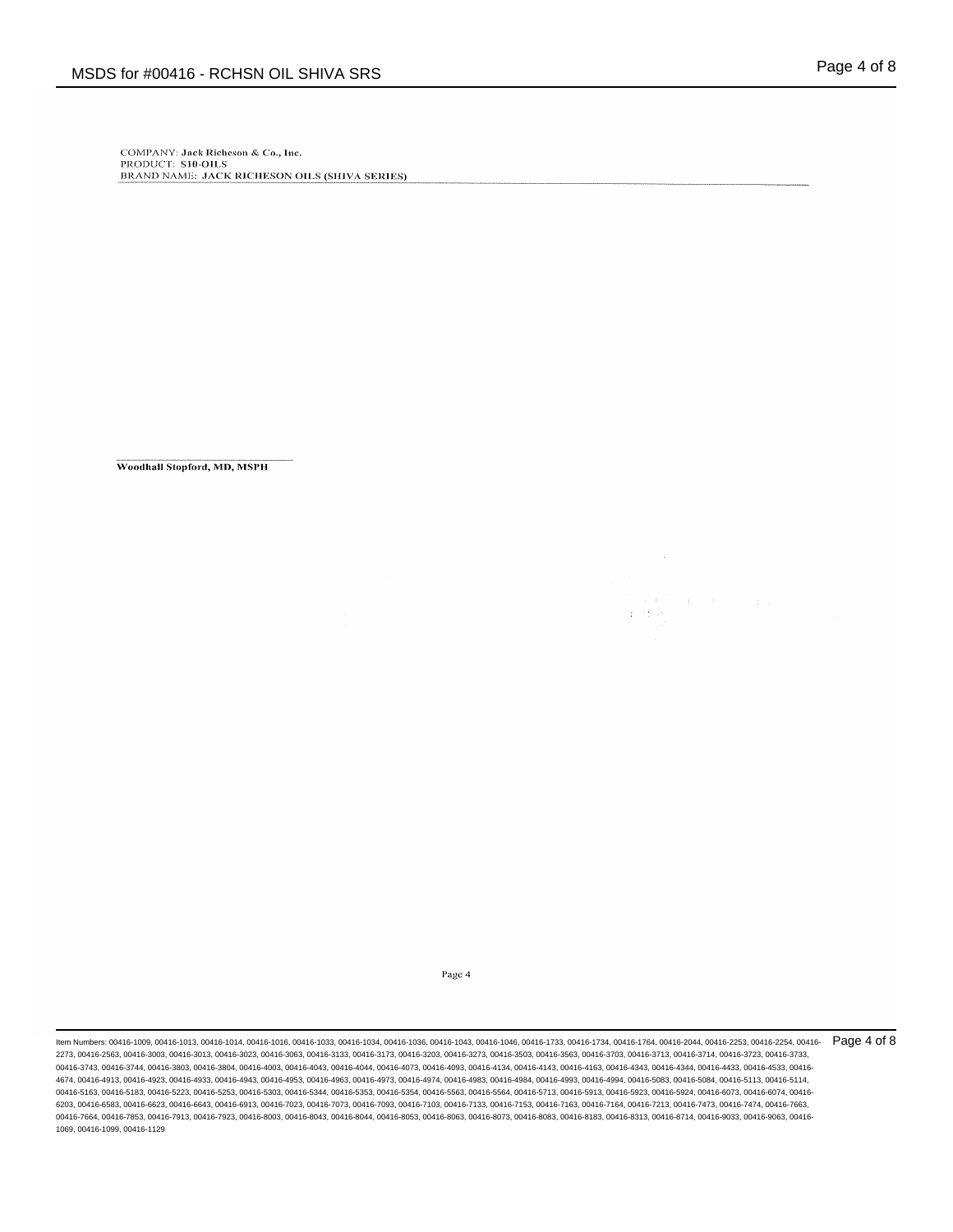COMPANY: Jack Richeson & Co., Inc.
PRODUCT: S10-OILS
BRAND NAME: JACK RICHESON OILS (SHIVA SERIES)

**Woodhall Stopford, MD, MSPH**

Item Numbers: 00416-1009, 00416-1013, 00416-1014, 00416-1016, 00416-1033, 00416-1034, 00416-1036, 00416-1043, 00416-1046, 00416-1733, 00416-1734, 00416-1764, 00416-2044, 00416-2253, 00416-2254, 00416-2273, 00416-2563, 00416-3003, 00416-3013, 00416-3023, 00416-3063, 00416-3133, 00416-3173, 00416-3203, 00416-3273, 00416-3503, 00416-3563, 00416-3703, 00416-3713, 00416-3714, 00416-3723, 00416-3733, 00416-3743, 00416-3744, 00416-3803, 00416-3804, 00416-4003, 00416-4043, 00416-4044, 00416-4073, 00416-4093, 00416-4134, 00416-4143, 00416-4163, 00416-4343, 00416-4344, 00416-4433, 00416-4533, 00416-4674, 00416-4913, 00416-4923, 00416-4933, 00416-4943, 00416-4953, 00416-4963, 00416-4973, 00416-4974, 00416-4983, 00416-4984, 00416-4993, 00416-4994, 00416-5083, 00416-5084, 00416-5113, 00416-5114, 00416-5163, 00416-5183, 00416-5223, 00416-5253, 00416-5303, 00416-5344, 00416-5353, 00416-5354, 00416-5563, 00416-5564, 00416-5713, 00416-5913, 00416-5923, 00416-5924, 00416-6073, 00416-6074, 00416-6203, 00416-6583, 00416-6623, 00416-6643, 00416-6913, 00416-7023, 00416-7073, 00416-7093, 00416-7103, 00416-7133, 00416-7153, 00416-7163, 00416-7164, 00416-7213, 00416-7473, 00416-7474, 00416-7663, 00416-7664, 00416-7853, 00416-7913, 00416-7923, 00416-8003, 00416-8043, 00416-8044, 00416-8053, 00416-8063, 00416-8073, 00416-8083, 00416-8183, 00416-8313, 00416-8714, 00416-9033, 00416-9063, 00416-1069, 00416-1099, 00416-1129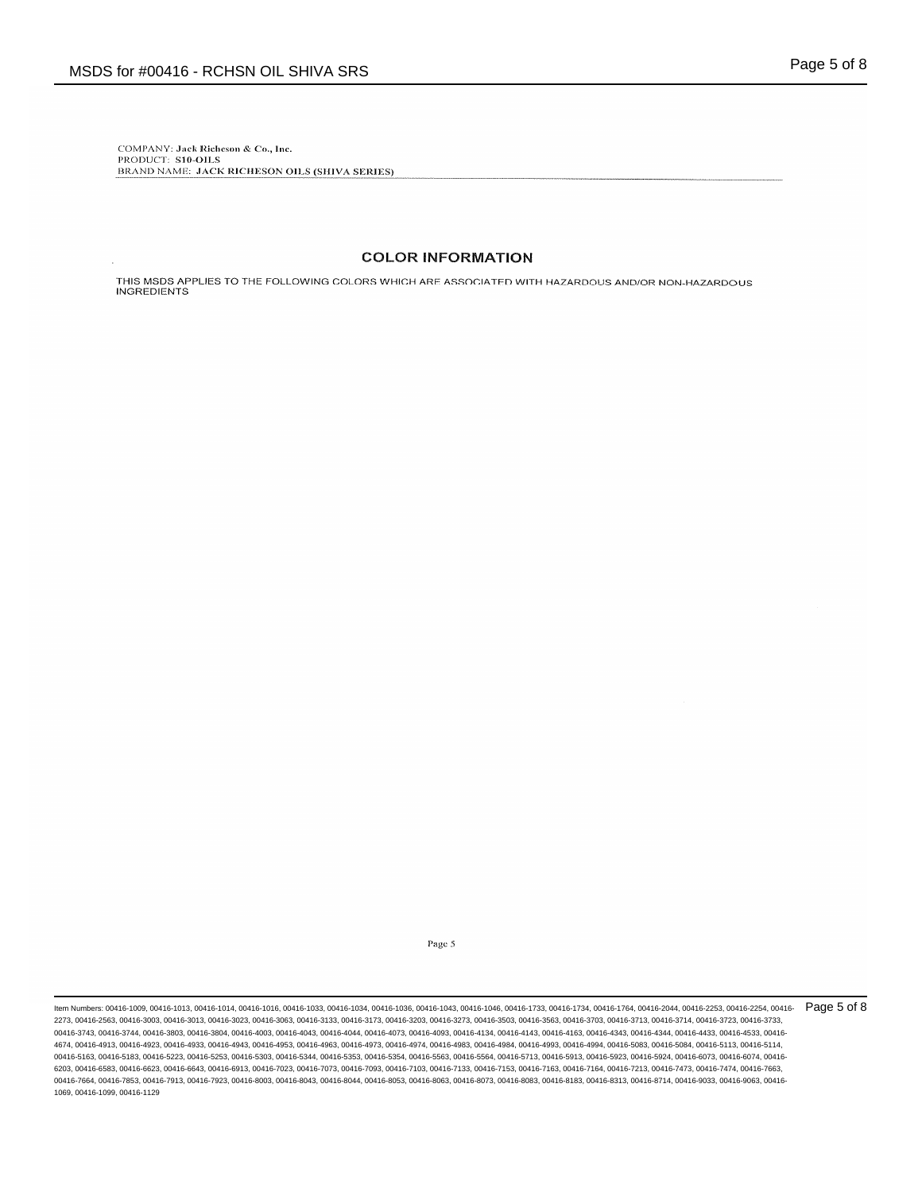COMPANY: **Jack Richeson & Co., Inc.**
PRODUCT: **S10-OILS**
BRAND NAME: **JACK RICHESON OILS (SHIVA SERIES)**

## COLOR INFORMATION

THIS MSDS APPLIES TO THE FOLLOWING COLORS WHICH ARE ASSOCIATED WITH HAZARDOUS AND/OR NON-HAZARDOUS INGREDIENTS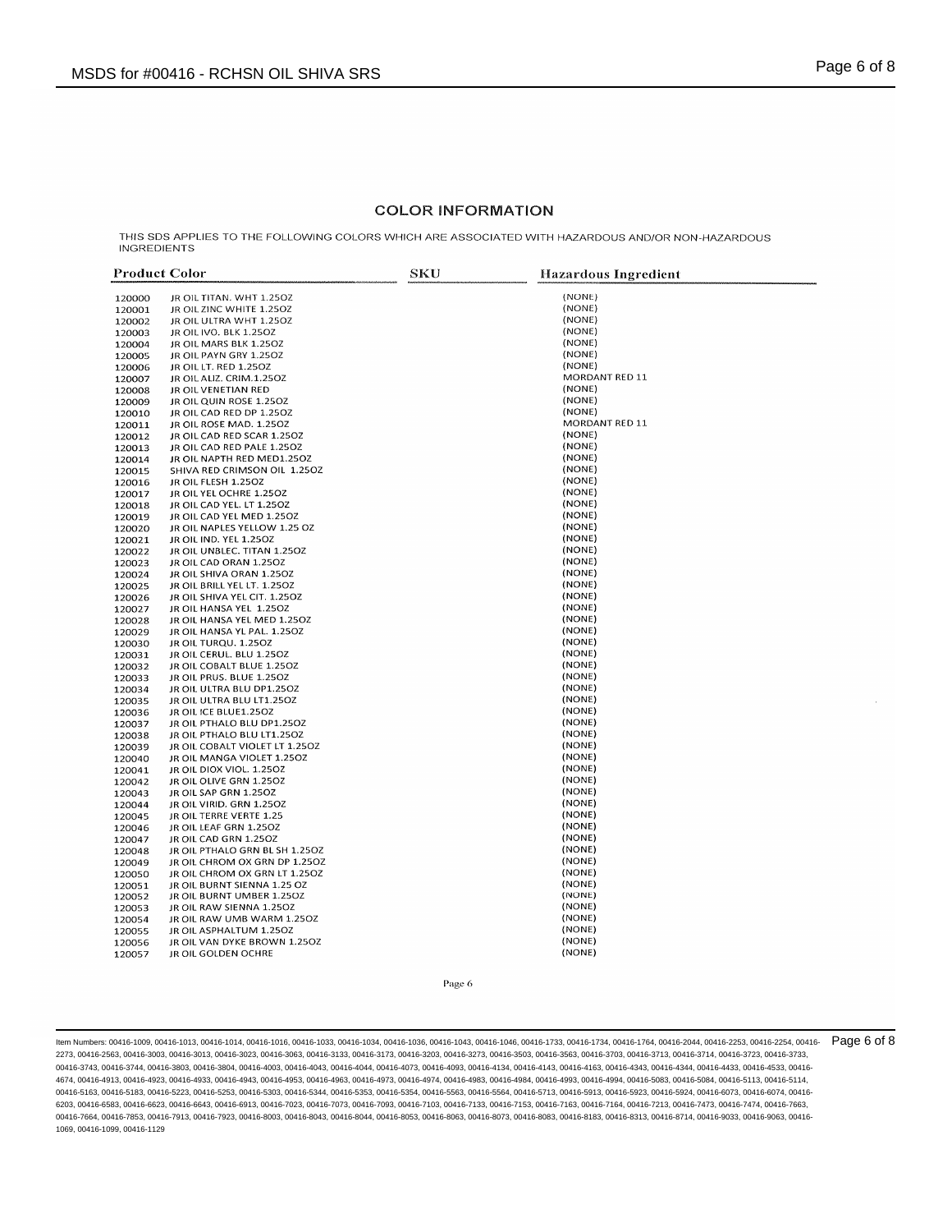## COLOR INFORMATION

THIS SDS APPLIES TO THE FOLLOWING COLORS WHICH ARE ASSOCIATED WITH HAZARDOUS AND/OR NON-HAZARDOUS INGREDIENTS

| Product Color | | SKU | Hazardous Ingredient |
|---|---|---|---|
| 120000 | JR OIL TITAN. WHT 1.25OZ | | (NONE) |
| 120001 | JR OIL ZINC WHITE 1.25OZ | | (NONE) |
| 120002 | JR OIL ULTRA WHT 1.25OZ | | (NONE) |
| 120003 | JR OIL IVO. BLK 1.25OZ | | (NONE) |
| 120004 | JR OIL MARS BLK 1.25OZ | | (NONE) |
| 120005 | JR OIL PAYN GRY 1.25OZ | | (NONE) |
| 120006 | JR OIL LT. RED 1.25OZ | | (NONE) |
| 120007 | JR OIL ALIZ. CRIM.1.25OZ | | MORDANT RED 11 |
| 120008 | JR OIL VENETIAN RED | | (NONE) |
| 120009 | JR OIL QUIN ROSE 1.25OZ | | (NONE) |
| 120010 | JR OIL CAD RED DP 1.25OZ | | (NONE) |
| 120011 | JR OIL ROSE MAD. 1.25OZ | | MORDANT RED 11 |
| 120012 | JR OIL CAD RED SCAR 1.25OZ | | (NONE) |
| 120013 | JR OIL CAD RED PALE 1.25OZ | | (NONE) |
| 120014 | JR OIL NAPTH RED MED1.25OZ | | (NONE) |
| 120015 | SHIVA RED CRIMSON OIL 1.25OZ | | (NONE) |
| 120016 | JR OIL FLESH 1.25OZ | | (NONE) |
| 120017 | JR OIL YEL OCHRE 1.25OZ | | (NONE) |
| 120018 | JR OIL CAD YEL. LT 1.25OZ | | (NONE) |
| 120019 | JR OIL CAD YEL MED 1.25OZ | | (NONE) |
| 120020 | JR OIL NAPLES YELLOW 1.25 OZ | | (NONE) |
| 120021 | JR OIL IND. YEL 1.25OZ | | (NONE) |
| 120022 | JR OIL UNBLEC. TITAN 1.25OZ | | (NONE) |
| 120023 | JR OIL CAD ORAN 1.25OZ | | (NONE) |
| 120024 | JR OIL SHIVA ORAN 1.25OZ | | (NONE) |
| 120025 | JR OIL BRILL YEL LT. 1.25OZ | | (NONE) |
| 120026 | JR OIL SHIVA YEL CIT. 1.25OZ | | (NONE) |
| 120027 | JR OIL HANSA YEL 1.25OZ | | (NONE) |
| 120028 | JR OIL HANSA YEL MED 1.25OZ | | (NONE) |
| 120029 | JR OIL HANSA YL PAL. 1.25OZ | | (NONE) |
| 120030 | JR OIL TURQU. 1.25OZ | | (NONE) |
| 120031 | JR OIL CERUL. BLU 1.25OZ | | (NONE) |
| 120032 | JR OIL COBALT BLUE 1.25OZ | | (NONE) |
| 120033 | JR OIL PRUS. BLUE 1.25OZ | | (NONE) |
| 120034 | JR OIL ULTRA BLU DP1.25OZ | | (NONE) |
| 120035 | JR OIL ULTRA BLU LT1.25OZ | | (NONE) |
| 120036 | JR OIL ICE BLUE1.25OZ | | (NONE) |
| 120037 | JR OIL PTHALO BLU DP1.25OZ | | (NONE) |
| 120038 | JR OIL PTHALO BLU LT1.25OZ | | (NONE) |
| 120039 | JR OIL COBALT VIOLET LT 1.25OZ | | (NONE) |
| 120040 | JR OIL MANGA VIOLET 1.25OZ | | (NONE) |
| 120041 | JR OIL DIOX VIOL. 1.25OZ | | (NONE) |
| 120042 | JR OIL OLIVE GRN 1.25OZ | | (NONE) |
| 120043 | JR OIL SAP GRN 1.25OZ | | (NONE) |
| 120044 | JR OIL VIRID. GRN 1.25OZ | | (NONE) |
| 120045 | JR OIL TERRE VERTE 1.25 | | (NONE) |
| 120046 | JR OIL LEAF GRN 1.25OZ | | (NONE) |
| 120047 | JR OIL CAD GRN 1.25OZ | | (NONE) |
| 120048 | JR OIL PTHALO GRN BL SH 1.25OZ | | (NONE) |
| 120049 | JR OIL CHROM OX GRN DP 1.25OZ | | (NONE) |
| 120050 | JR OIL CHROM OX GRN LT 1.25OZ | | (NONE) |
| 120051 | JR OIL BURNT SIENNA 1.25 OZ | | (NONE) |
| 120052 | JR OIL BURNT UMBER 1.25OZ | | (NONE) |
| 120053 | JR OIL RAW SIENNA 1.25OZ | | (NONE) |
| 120054 | JR OIL RAW UMB WARM 1.25OZ | | (NONE) |
| 120055 | JR OIL ASPHALTUM 1.25OZ | | (NONE) |
| 120056 | JR OIL VAN DYKE BROWN 1.25OZ | | (NONE) |
| 120057 | JR OIL GOLDEN OCHRE | | (NONE) |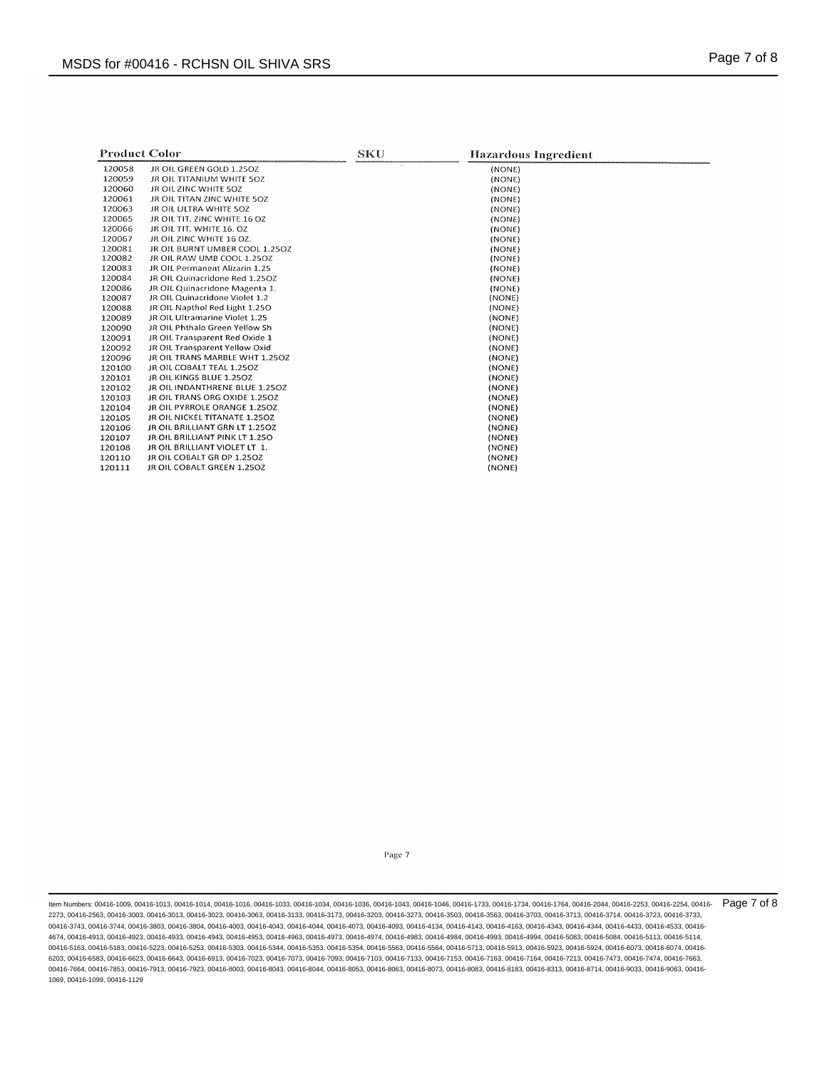| Product Color | SKU | Hazardous Ingredient |
|---|---|---|
| 120058 JR OIL GREEN GOLD 1.25OZ | | (NONE) |
| 120059 JR OIL TITANIUM WHITE 5OZ | | (NONE) |
| 120060 JR OIL ZINC WHITE 5OZ | | (NONE) |
| 120061 JR OIL TITAN ZINC WHITE 5OZ | | (NONE) |
| 120063 JR OIL ULTRA WHITE 5OZ | | (NONE) |
| 120065 JR OIL TIT. ZINC WHITE 16 OZ | | (NONE) |
| 120066 JR OIL TIT. WHITE 16. OZ | | (NONE) |
| 120067 JR OIL ZINC WHITE 16 OZ. | | (NONE) |
| 120081 JR OIL BURNT UMBER COOL 1.25OZ | | (NONE) |
| 120082 JR OIL RAW UMB COOL 1.25OZ | | (NONE) |
| 120083 JR OIL Permanent Alizarin 1.25 | | (NONE) |
| 120084 JR OIL Quinacridone Red 1.25OZ | | (NONE) |
| 120086 JR OIL Quinacridone Magenta 1. | | (NONE) |
| 120087 JR OIL Quinacridone Violet 1.2 | | (NONE) |
| 120088 JR OIL Napthol Red Light 1.25O | | (NONE) |
| 120089 JR OIL Ultramarine Violet 1.25 | | (NONE) |
| 120090 JR OIL Phthalo Green Yellow Sh | | (NONE) |
| 120091 JR OIL Transparent Red Oxide 1 | | (NONE) |
| 120092 JR OIL Transparent Yellow Oxid | | (NONE) |
| 120096 JR OIL TRANS MARBLE WHT 1.25OZ | | (NONE) |
| 120100 JR OIL COBALT TEAL 1.25OZ | | (NONE) |
| 120101 JR OIL KINGS BLUE 1.25OZ | | (NONE) |
| 120102 JR OIL INDANTHRENE BLUE 1.25OZ | | (NONE) |
| 120103 JR OIL TRANS ORG OXIDE 1.25OZ | | (NONE) |
| 120104 JR OIL PYRROLE ORANGE 1.25OZ | | (NONE) |
| 120105 JR OIL NICKEL TITANATE 1.25OZ | | (NONE) |
| 120106 JR OIL BRILLIANT GRN LT 1.25OZ | | (NONE) |
| 120107 JR OIL BRILLIANT PINK LT 1.25O | | (NONE) |
| 120108 JR OIL BRILLIANT VIOLET LT 1. | | (NONE) |
| 120110 JR OIL COBALT GR DP 1.25OZ | | (NONE) |
| 120111 JR OIL COBALT GREEN 1.25OZ | | (NONE) |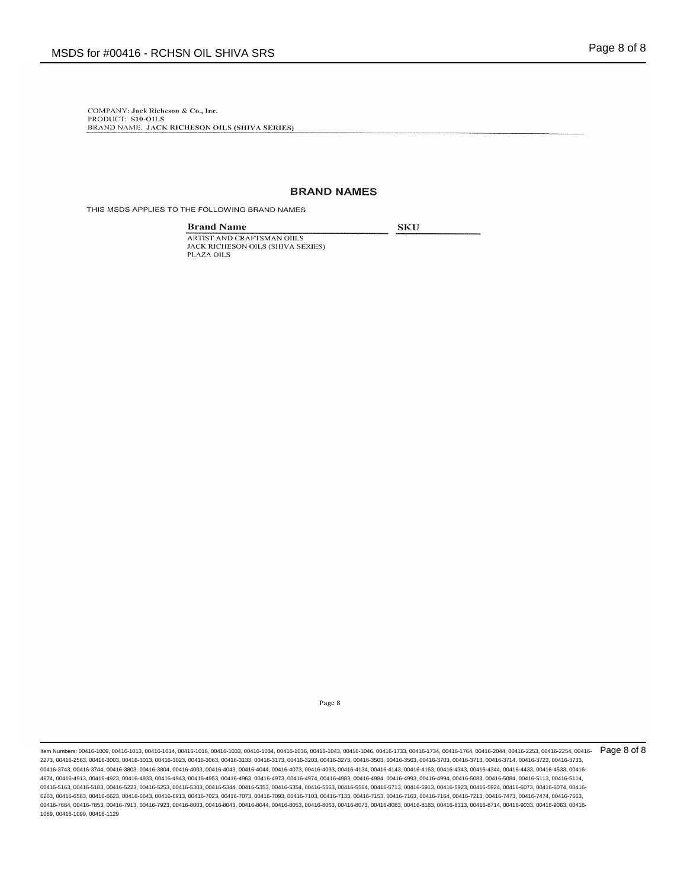COMPANY: Jack Richeson & Co., Inc.
PRODUCT: S10-OILS
BRAND NAME: **JACK RICHESON OILS (SHIVA SERIES)**

## BRAND NAMES

THIS MSDS APPLIES TO THE FOLLOWING BRAND NAMES

| Brand Name | SKU |
|---|---|
| ARTIST AND CRAFTSMAN OILS | |
| JACK RICHESON OILS (SHIVA SERIES) | |
| PLAZA OILS | |

Item Numbers: 00416-1009, 00416-1013, 00416-1014, 00416-1016, 00416-1033, 00416-1034, 00416-1036, 00416-1043, 00416-1046, 00416-1733, 00416-1734, 00416-1764, 00416-2044, 00416-2253, 00416-2254, 00416-2273, 00416-2563, 00416-3003, 00416-3013, 00416-3023, 00416-3063, 00416-3133, 00416-3173, 00416-3203, 00416-3273, 00416-3503, 00416-3563, 00416-3703, 00416-3713, 00416-3714, 00416-3723, 00416-3733, 00416-3743, 00416-3744, 00416-3803, 00416-3804, 00416-4003, 00416-4043, 00416-4044, 00416-4073, 00416-4093, 00416-4134, 00416-4143, 00416-4163, 00416-4343, 00416-4344, 00416-4433, 00416-4533, 00416-4674, 00416-4913, 00416-4923, 00416-4933, 00416-4943, 00416-4953, 00416-4963, 00416-4973, 00416-4974, 00416-4983, 00416-4984, 00416-4993, 00416-4994, 00416-5083, 00416-5084, 00416-5113, 00416-5114, 00416-5163, 00416-5183, 00416-5223, 00416-5253, 00416-5303, 00416-5344, 00416-5353, 00416-5354, 00416-5563, 00416-5564, 00416-5713, 00416-5913, 00416-5923, 00416-5924, 00416-6073, 00416-6074, 00416-6203, 00416-6583, 00416-6623, 00416-6643, 00416-6913, 00416-7023, 00416-7073, 00416-7093, 00416-7103, 00416-7133, 00416-7153, 00416-7163, 00416-7164, 00416-7213, 00416-7473, 00416-7474, 00416-7663, 00416-7664, 00416-7853, 00416-7913, 00416-7923, 00416-8003, 00416-8043, 00416-8044, 00416-8053, 00416-8063, 00416-8073, 00416-8083, 00416-8183, 00416-8313, 00416-8714, 00416-9033, 00416-9063, 00416-1069, 00416-1099, 00416-1129